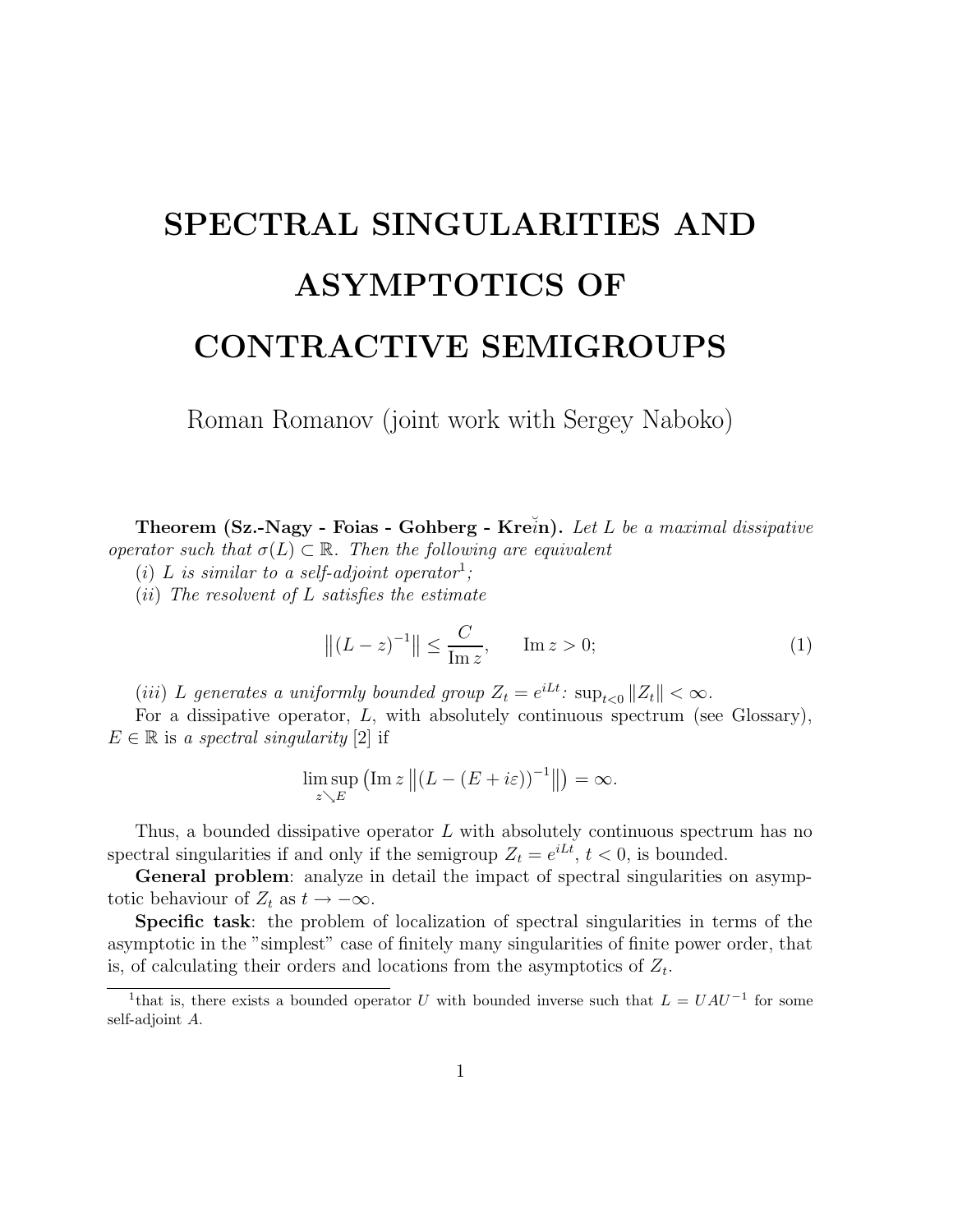# SPECTRAL SINGULARITIES AND ASYMPTOTICS OF CONTRACTIVE SEMIGROUPS

Roman Romanov (joint work with Sergey Naboko)

**Theorem (Sz.-Nagy - Foias - Gohberg - Kreĭn).** *Let $L$ be a maximal dissipative operator such that $\sigma(L) \subset \mathbb{R}$. Then the following are equivalent*

$(i)$ *$L$ is similar to a self-adjoint operator*[1]*;*

$(ii)$ *The resolvent of $L$ satisfies the estimate*

$$\left\|(L-z)^{-1}\right\| \leq \frac{C}{\operatorname{Im} z}, \qquad \operatorname{Im} z > 0; \tag{1}$$

$(iii)$ *$L$ generates a uniformly bounded group $Z_t = e^{iLt}$: $\sup_{t<0} \|Z_t\| < \infty$.*

For a dissipative operator, $L$, with absolutely continuous spectrum (see Glossary), $E \in \mathbb{R}$ is *a spectral singularity* [2] if

$$\limsup_{z \searrow E} \left(\operatorname{Im} z \left\|(L-(E+i\varepsilon))^{-1}\right\|\right) = \infty.$$

Thus, a bounded dissipative operator $L$ with absolutely continuous spectrum has no spectral singularities if and only if the semigroup $Z_t = e^{iLt}$, $t < 0$, is bounded.

**General problem**: analyze in detail the impact of spectral singularities on asymptotic behaviour of $Z_t$ as $t \to -\infty$.

**Specific task**: the problem of localization of spectral singularities in terms of the asymptotic in the "simplest" case of finitely many singularities of finite power order, that is, of calculating their orders and locations from the asymptotics of $Z_t$.

---

[1] that is, there exists a bounded operator $U$ with bounded inverse such that $L = UAU^{-1}$ for some self-adjoint $A$.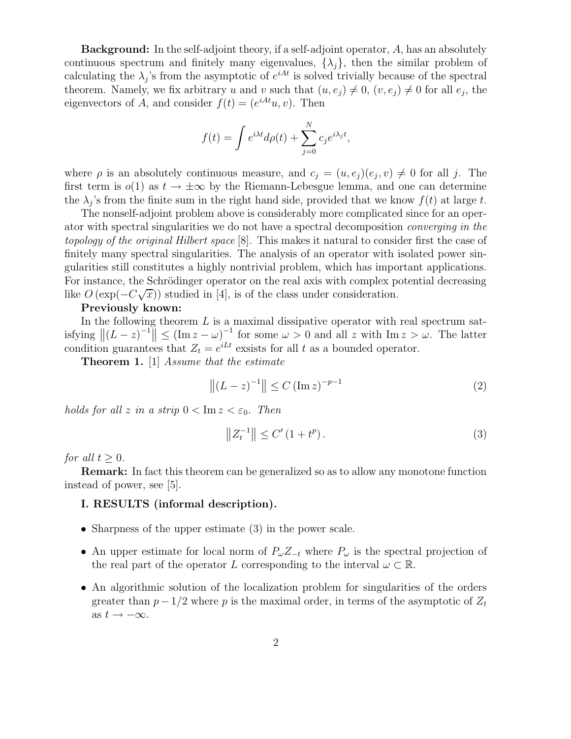**Background:** In the self-adjoint theory, if a self-adjoint operator, $A$, has an absolutely continuous spectrum and finitely many eigenvalues, $\{\lambda_j\}$, then the similar problem of calculating the $\lambda_j$'s from the asymptotic of $e^{iAt}$ is solved trivially because of the spectral theorem. Namely, we fix arbitrary $u$ and $v$ such that $(u, e_j) \neq 0$, $(v, e_j) \neq 0$ for all $e_j$, the eigenvectors of $A$, and consider $f(t) = (e^{iAt}u, v)$. Then

$$f(t) = \int e^{i\lambda t} d\rho(t) + \sum_{j=0}^{N} c_j e^{i\lambda_j t},$$

where $\rho$ is an absolutely continuous measure, and $c_j = (u, e_j)(e_j, v) \neq 0$ for all $j$. The first term is $o(1)$ as $t \to \pm\infty$ by the Riemann-Lebesgue lemma, and one can determine the $\lambda_j$'s from the finite sum in the right hand side, provided that we know $f(t)$ at large $t$.

The nonself-adjoint problem above is considerably more complicated since for an operator with spectral singularities we do not have a spectral decomposition *converging in the topology of the original Hilbert space* [8]. This makes it natural to consider first the case of finitely many spectral singularities. The analysis of an operator with isolated power singularities still constitutes a highly nontrivial problem, which has important applications. For instance, the Schrödinger operator on the real axis with complex potential decreasing like $O\left(\exp(-C\sqrt{x})\right)$ studied in [4], is of the class under consideration.

**Previously known:**

In the following theorem $L$ is a maximal dissipative operator with real spectrum satisfying $\left\|(L-z)^{-1}\right\| \leq (\operatorname{Im} z - \omega)^{-1}$ for some $\omega > 0$ and all $z$ with $\operatorname{Im} z > \omega$. The latter condition guarantees that $Z_t = e^{iLt}$ exsists for all $t$ as a bounded operator.

**Theorem 1.** [1] *Assume that the estimate*

$$\left\|(L-z)^{-1}\right\| \leq C\left(\operatorname{Im} z\right)^{-p-1} \tag{2}$$

*holds for all $z$ in a strip $0 < \operatorname{Im} z < \varepsilon_0$. Then*

$$\left\|Z_t^{-1}\right\| \leq C'\left(1 + t^p\right). \tag{3}$$

*for all $t \geq 0$.*

**Remark:** In fact this theorem can be generalized so as to allow any monotone function instead of power, see [5].

### I. RESULTS (informal description).

- Sharpness of the upper estimate (3) in the power scale.
- An upper estimate for local norm of $P_\omega Z_{-t}$ where $P_\omega$ is the spectral projection of the real part of the operator $L$ corresponding to the interval $\omega \subset \mathbb{R}$.
- An algorithmic solution of the localization problem for singularities of the orders greater than $p - 1/2$ where $p$ is the maximal order, in terms of the asymptotic of $Z_t$ as $t \to -\infty$.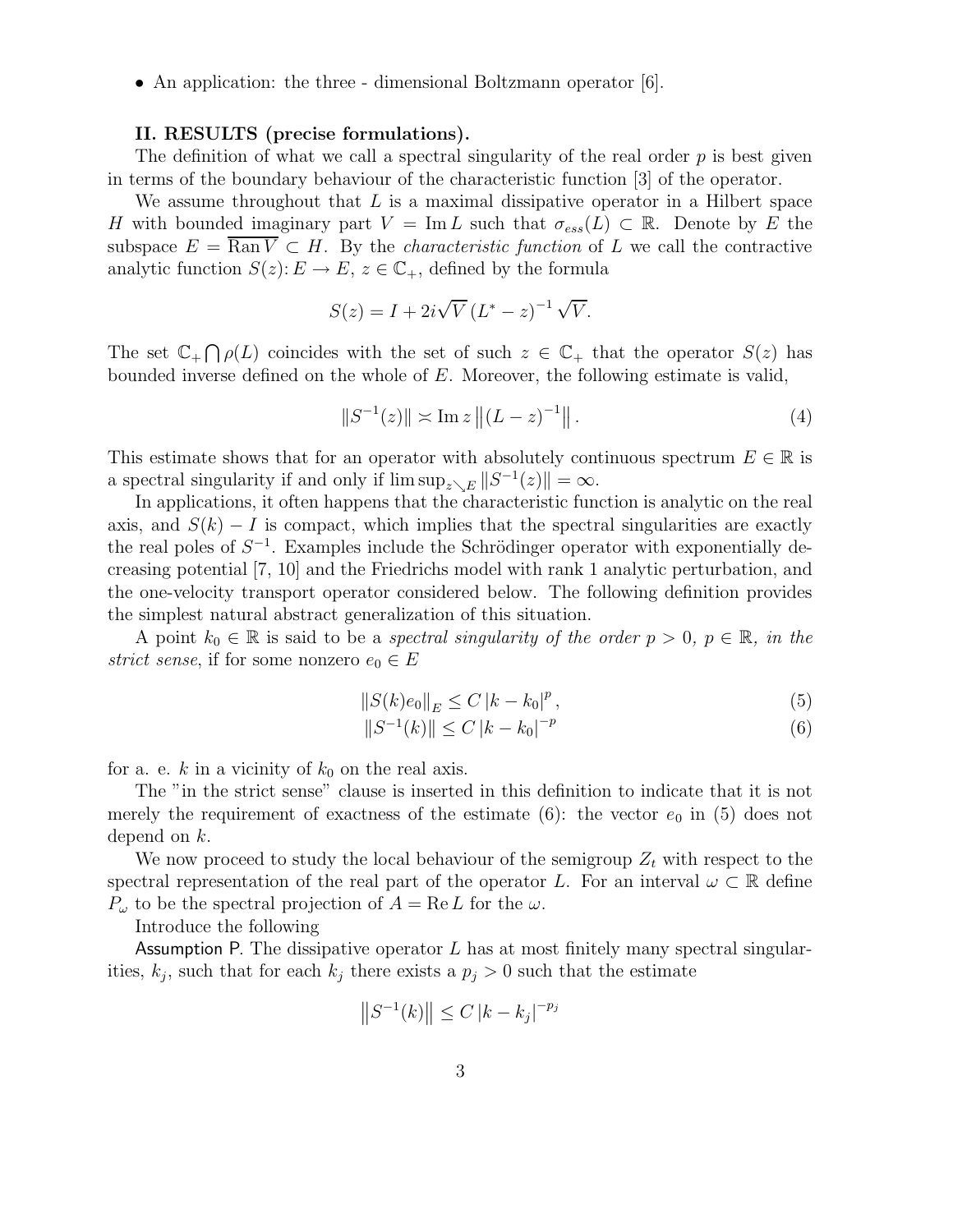- An application: the three - dimensional Boltzmann operator [6].

**II. RESULTS (precise formulations).**

The definition of what we call a spectral singularity of the real order $p$ is best given in terms of the boundary behaviour of the characteristic function [3] of the operator.

We assume throughout that $L$ is a maximal dissipative operator in a Hilbert space $H$ with bounded imaginary part $V = \operatorname{Im} L$ such that $\sigma_{ess}(L) \subset \mathbb{R}$. Denote by $E$ the subspace $E = \overline{\operatorname{Ran} V} \subset H$. By the *characteristic function* of $L$ we call the contractive analytic function $S(z)\colon E \to E$, $z \in \mathbb{C}_+$, defined by the formula

$$S(z) = I + 2i\sqrt{V}\,(L^* - z)^{-1}\sqrt{V}.$$

The set $\mathbb{C}_+ \bigcap \rho(L)$ coincides with the set of such $z \in \mathbb{C}_+$ that the operator $S(z)$ has bounded inverse defined on the whole of $E$. Moreover, the following estimate is valid,

$$\|S^{-1}(z)\| \asymp \operatorname{Im} z \left\|(L - z)^{-1}\right\|. \tag{4}$$

This estimate shows that for an operator with absolutely continuous spectrum $E \in \mathbb{R}$ is a spectral singularity if and only if $\limsup_{z \searrow E} \|S^{-1}(z)\| = \infty$.

In applications, it often happens that the characteristic function is analytic on the real axis, and $S(k) - I$ is compact, which implies that the spectral singularities are exactly the real poles of $S^{-1}$. Examples include the Schrödinger operator with exponentially decreasing potential [7, 10] and the Friedrichs model with rank 1 analytic perturbation, and the one-velocity transport operator considered below. The following definition provides the simplest natural abstract generalization of this situation.

A point $k_0 \in \mathbb{R}$ is said to be a *spectral singularity of the order $p > 0$, $p \in \mathbb{R}$, in the strict sense*, if for some nonzero $e_0 \in E$

$$\|S(k)e_0\|_E \le C\,|k - k_0|^p, \tag{5}$$

$$\|S^{-1}(k)\| \le C\,|k - k_0|^{-p} \tag{6}$$

for a. e. $k$ in a vicinity of $k_0$ on the real axis.

The "in the strict sense" clause is inserted in this definition to indicate that it is not merely the requirement of exactness of the estimate (6): the vector $e_0$ in (5) does not depend on $k$.

We now proceed to study the local behaviour of the semigroup $Z_t$ with respect to the spectral representation of the real part of the operator $L$. For an interval $\omega \subset \mathbb{R}$ define $P_\omega$ to be the spectral projection of $A = \operatorname{Re} L$ for the $\omega$.

Introduce the following

Assumption P. The dissipative operator $L$ has at most finitely many spectral singularities, $k_j$, such that for each $k_j$ there exists a $p_j > 0$ such that the estimate

$$\left\|S^{-1}(k)\right\| \le C\,|k - k_j|^{-p_j}$$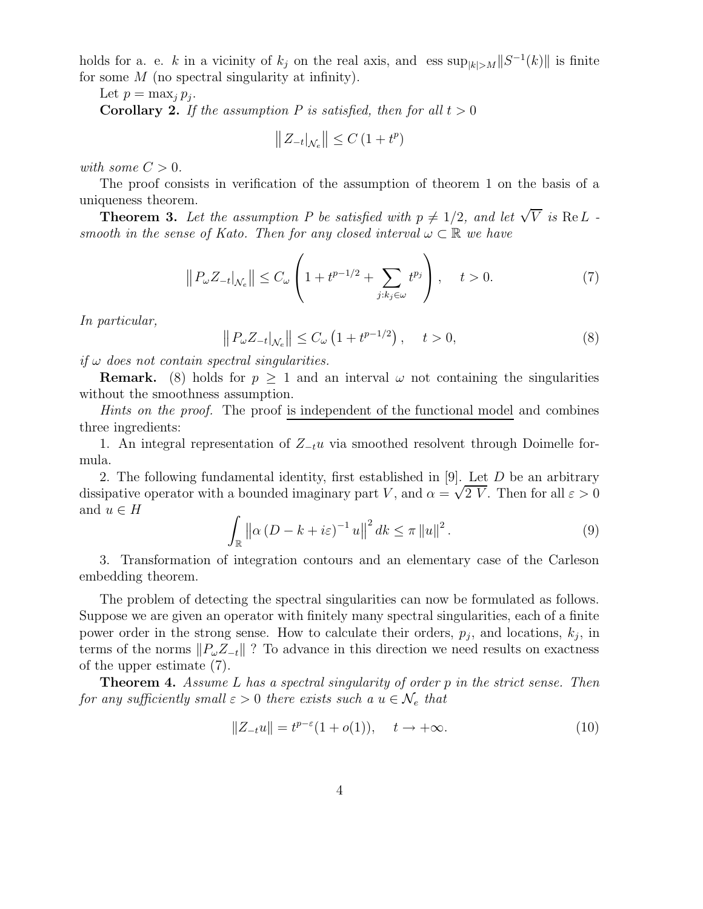holds for a. e. $k$ in a vicinity of $k_j$ on the real axis, and $\operatorname{ess\,sup}_{|k|>M}\|S^{-1}(k)\|$ is finite for some $M$ (no spectral singularity at infinity).

Let $p = \max_j p_j$.

**Corollary 2.** *If the assumption P is satisfied, then for all $t > 0$*

$$\left\| Z_{-t}|_{\mathcal{N}_e} \right\| \le C \left(1 + t^p\right)$$

*with some $C > 0$.*

The proof consists in verification of the assumption of theorem 1 on the basis of a uniqueness theorem.

**Theorem 3.** *Let the assumption P be satisfied with $p \ne 1/2$, and let $\sqrt{V}$ is $\operatorname{Re} L$ - smooth in the sense of Kato. Then for any closed interval $\omega \subset \mathbb{R}$ we have*

$$\left\| P_\omega Z_{-t}|_{\mathcal{N}_e} \right\| \le C_\omega \left( 1 + t^{p-1/2} + \sum_{j:k_j \in \omega} t^{p_j} \right), \quad t > 0. \tag{7}$$

*In particular,*

$$\left\| P_\omega Z_{-t}|_{\mathcal{N}_e} \right\| \le C_\omega \left(1 + t^{p-1/2}\right), \quad t > 0, \tag{8}$$

*if $\omega$ does not contain spectral singularities.*

**Remark.** (8) holds for $p \ge 1$ and an interval $\omega$ not containing the singularities without the smoothness assumption.

*Hints on the proof.* The proof is independent of the functional model and combines three ingredients:

1. An integral representation of $Z_{-t}u$ via smoothed resolvent through Doimelle formula.

2. The following fundamental identity, first established in [9]. Let $D$ be an arbitrary dissipative operator with a bounded imaginary part $V$, and $\alpha = \sqrt{2\,V}$. Then for all $\varepsilon > 0$ and $u \in H$

$$\int_{\mathbb{R}} \left\| \alpha \left(D - k + i\varepsilon\right)^{-1} u \right\|^2 dk \le \pi \left\|u\right\|^2. \tag{9}$$

3. Transformation of integration contours and an elementary case of the Carleson embedding theorem.

The problem of detecting the spectral singularities can now be formulated as follows. Suppose we are given an operator with finitely many spectral singularities, each of a finite power order in the strong sense. How to calculate their orders, $p_j$, and locations, $k_j$, in terms of the norms $\|P_\omega Z_{-t}\|$ ? To advance in this direction we need results on exactness of the upper estimate (7).

**Theorem 4.** *Assume $L$ has a spectral singularity of order $p$ in the strict sense. Then for any sufficiently small $\varepsilon > 0$ there exists such a $u \in \mathcal{N}_e$ that*

$$\|Z_{-t}u\| = t^{p-\varepsilon}(1 + o(1)), \quad t \to +\infty. \tag{10}$$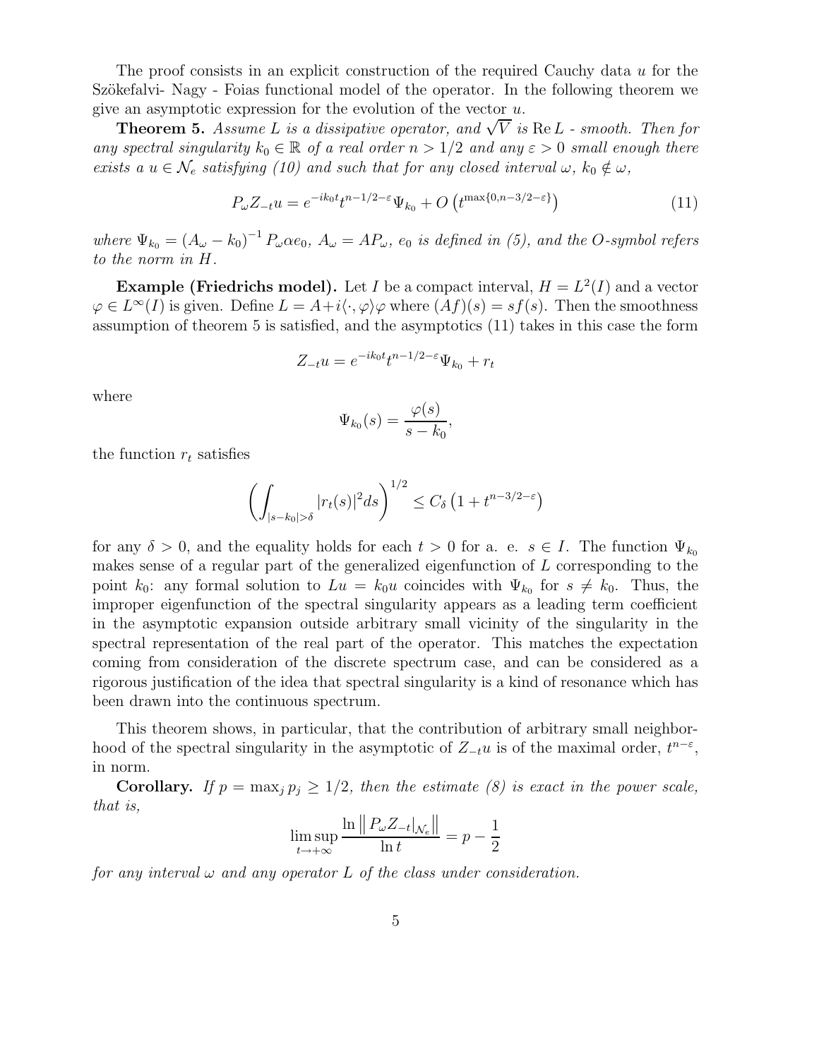The proof consists in an explicit construction of the required Cauchy data $u$ for the Szökefalvi- Nagy - Foias functional model of the operator. In the following theorem we give an asymptotic expression for the evolution of the vector $u$.

**Theorem 5.** *Assume $L$ is a dissipative operator, and $\sqrt{V}$ is $\operatorname{Re} L$ - smooth. Then for any spectral singularity $k_0 \in \mathbb{R}$ of a real order $n > 1/2$ and any $\varepsilon > 0$ small enough there exists a $u \in \mathcal{N}_e$ satisfying (10) and such that for any closed interval $\omega$, $k_0 \notin \omega$,*

$$P_\omega Z_{-t} u = e^{-ik_0 t} t^{n-1/2-\varepsilon} \Psi_{k_0} + O\left(t^{\max\{0, n-3/2-\varepsilon\}}\right) \tag{11}$$

*where $\Psi_{k_0} = (A_\omega - k_0)^{-1} P_\omega \alpha e_0$, $A_\omega = AP_\omega$, $e_0$ is defined in (5), and the $O$-symbol refers to the norm in $H$.*

**Example (Friedrichs model).** Let $I$ be a compact interval, $H = L^2(I)$ and a vector $\varphi \in L^\infty(I)$ is given. Define $L = A + i\langle \cdot, \varphi \rangle \varphi$ where $(Af)(s) = sf(s)$. Then the smoothness assumption of theorem 5 is satisfied, and the asymptotics (11) takes in this case the form

$$Z_{-t} u = e^{-ik_0 t} t^{n-1/2-\varepsilon} \Psi_{k_0} + r_t$$

where

$$\Psi_{k_0}(s) = \frac{\varphi(s)}{s - k_0},$$

the function $r_t$ satisfies

$$\left( \int_{|s-k_0|>\delta} |r_t(s)|^2 ds \right)^{1/2} \leq C_\delta \left(1 + t^{n-3/2-\varepsilon}\right)$$

for any $\delta > 0$, and the equality holds for each $t > 0$ for a. e. $s \in I$. The function $\Psi_{k_0}$ makes sense of a regular part of the generalized eigenfunction of $L$ corresponding to the point $k_0$: any formal solution to $Lu = k_0 u$ coincides with $\Psi_{k_0}$ for $s \neq k_0$. Thus, the improper eigenfunction of the spectral singularity appears as a leading term coefficient in the asymptotic expansion outside arbitrary small vicinity of the singularity in the spectral representation of the real part of the operator. This matches the expectation coming from consideration of the discrete spectrum case, and can be considered as a rigorous justification of the idea that spectral singularity is a kind of resonance which has been drawn into the continuous spectrum.

This theorem shows, in particular, that the contribution of arbitrary small neighborhood of the spectral singularity in the asymptotic of $Z_{-t}u$ is of the maximal order, $t^{n-\varepsilon}$, in norm.

**Corollary.** *If $p = \max_j p_j \geq 1/2$, then the estimate (8) is exact in the power scale, that is,*

$$\limsup_{t \to +\infty} \frac{\ln \left\| P_\omega Z_{-t}|_{\mathcal{N}_e} \right\|}{\ln t} = p - \frac{1}{2}$$

*for any interval $\omega$ and any operator $L$ of the class under consideration.*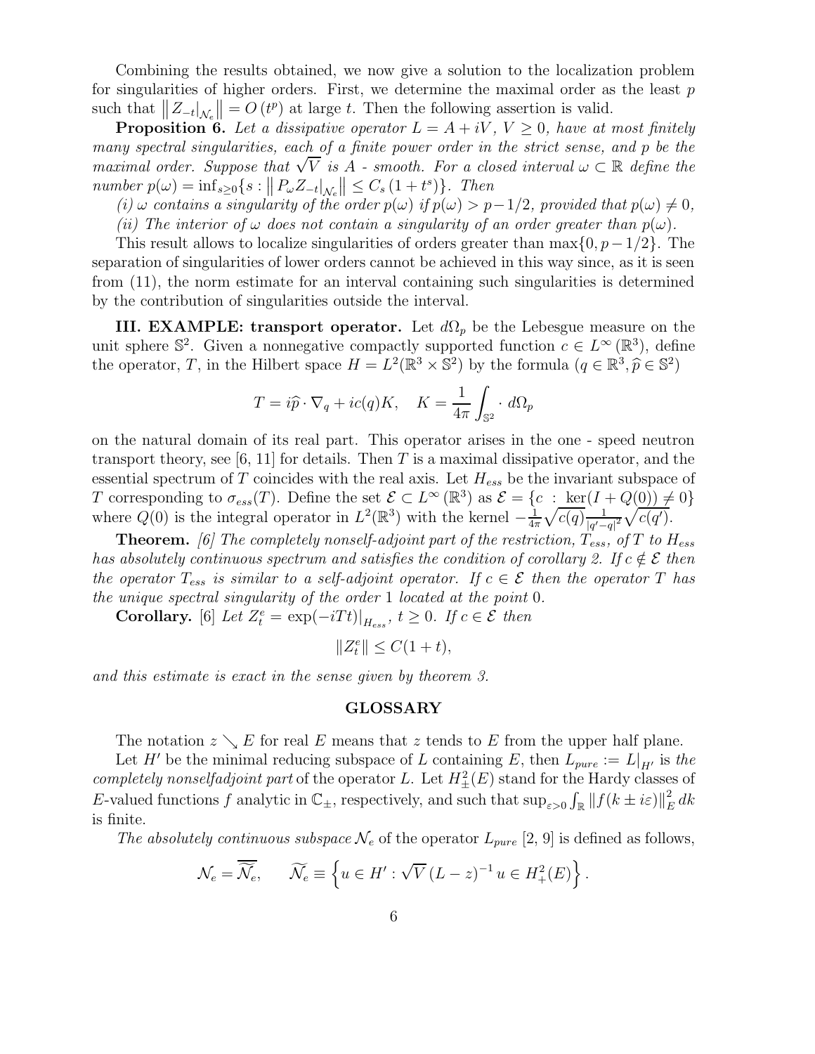Combining the results obtained, we now give a solution to the localization problem for singularities of higher orders. First, we determine the maximal order as the least $p$ such that $\left\| Z_{-t}|_{\mathcal{N}_e} \right\| = O\left(t^p\right)$ at large $t$. Then the following assertion is valid.

**Proposition 6.** *Let a dissipative operator $L = A + iV$, $V \geq 0$, have at most finitely many spectral singularities, each of a finite power order in the strict sense, and $p$ be the maximal order. Suppose that $\sqrt{V}$ is $A$ - smooth. For a closed interval $\omega \subset \mathbb{R}$ define the number $p(\omega) = \inf_{s \geq 0}\{s : \left\| P_\omega Z_{-t}|_{\mathcal{N}_e} \right\| \leq C_s\left(1 + t^s\right)\}$. Then*

*(i) $\omega$ contains a singularity of the order $p(\omega)$ if $p(\omega) > p - 1/2$, provided that $p(\omega) \neq 0$,*

*(ii) The interior of $\omega$ does not contain a singularity of an order greater than $p(\omega)$.*

This result allows to localize singularities of orders greater than $\max\{0, p - 1/2\}$. The separation of singularities of lower orders cannot be achieved in this way since, as it is seen from (11), the norm estimate for an interval containing such singularities is determined by the contribution of singularities outside the interval.

**III. EXAMPLE: transport operator.** Let $d\Omega_p$ be the Lebesgue measure on the unit sphere $\mathbb{S}^2$. Given a nonnegative compactly supported function $c \in L^\infty(\mathbb{R}^3)$, define the operator, $T$, in the Hilbert space $H = L^2(\mathbb{R}^3 \times \mathbb{S}^2)$ by the formula ($q \in \mathbb{R}^3, \widehat{p} \in \mathbb{S}^2$)

$$T = i\widehat{p} \cdot \nabla_q + ic(q)K, \quad K = \frac{1}{4\pi}\int_{\mathbb{S}^2} \cdot \, d\Omega_p$$

on the natural domain of its real part. This operator arises in the one - speed neutron transport theory, see [6, 11] for details. Then $T$ is a maximal dissipative operator, and the essential spectrum of $T$ coincides with the real axis. Let $H_{ess}$ be the invariant subspace of $T$ corresponding to $\sigma_{ess}(T)$. Define the set $\mathcal{E} \subset L^\infty(\mathbb{R}^3)$ as $\mathcal{E} = \{c \;:\; \ker(I + Q(0)) \neq 0\}$ where $Q(0)$ is the integral operator in $L^2(\mathbb{R}^3)$ with the kernel $-\frac{1}{4\pi}\sqrt{c(q)}\frac{1}{|q'-q|^2}\sqrt{c(q')}$.

**Theorem.** *[6] The completely nonself-adjoint part of the restriction, $T_{ess}$, of $T$ to $H_{ess}$ has absolutely continuous spectrum and satisfies the condition of corollary 2. If $c \notin \mathcal{E}$ then the operator $T_{ess}$ is similar to a self-adjoint operator. If $c \in \mathcal{E}$ then the operator $T$ has the unique spectral singularity of the order 1 located at the point 0.*

**Corollary.** [6] *Let $Z_t^e = \exp(-iTt)|_{H_{ess}}$, $t \geq 0$. If $c \in \mathcal{E}$ then*

$$\|Z_t^e\| \leq C(1 + t),$$

*and this estimate is exact in the sense given by theorem 3.*

## GLOSSARY

The notation $z \searrow E$ for real $E$ means that $z$ tends to $E$ from the upper half plane.

Let $H'$ be the minimal reducing subspace of $L$ containing $E$, then $L_{pure} := L|_{H'}$ is *the completely nonselfadjoint part* of the operator $L$. Let $H^2_\pm(E)$ stand for the Hardy classes of $E$-valued functions $f$ analytic in $\mathbb{C}_\pm$, respectively, and such that $\sup_{\varepsilon > 0}\int_{\mathbb{R}}\|f(k \pm i\varepsilon)\|^2_E \, dk$ is finite.

*The absolutely continuous subspace* $\mathcal{N}_e$ of the operator $L_{pure}$ [2, 9] is defined as follows,

$$\mathcal{N}_e = \overline{\widetilde{\mathcal{N}_e}}, \qquad \widetilde{\mathcal{N}_e} \equiv \left\{u \in H' : \sqrt{V}\,(L - z)^{-1}\,u \in H^2_+(E)\right\}.$$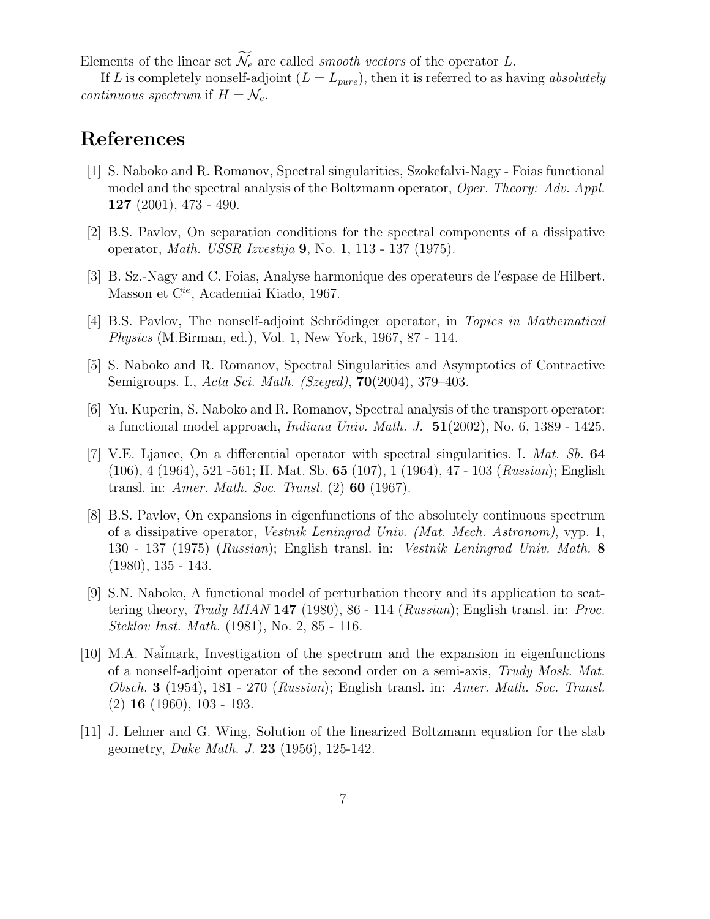Elements of the linear set $\widetilde{\mathcal{N}_e}$ are called *smooth vectors* of the operator $L$.

If $L$ is completely nonself-adjoint ($L = L_{pure}$), then it is referred to as having *absolutely continuous spectrum* if $H = \mathcal{N}_e$.

# References

[1] S. Naboko and R. Romanov, Spectral singularities, Szokefalvi-Nagy - Foias functional model and the spectral analysis of the Boltzmann operator, *Oper. Theory: Adv. Appl.* **127** (2001), 473 - 490.

[2] B.S. Pavlov, On separation conditions for the spectral components of a dissipative operator, *Math. USSR Izvestija* **9**, No. 1, 113 - 137 (1975).

[3] B. Sz.-Nagy and C. Foias, Analyse harmonique des operateurs de l′espase de Hilbert. Masson et C$^{ie}$, Academiai Kiado, 1967.

[4] B.S. Pavlov, The nonself-adjoint Schrödinger operator, in *Topics in Mathematical Physics* (M.Birman, ed.), Vol. 1, New York, 1967, 87 - 114.

[5] S. Naboko and R. Romanov, Spectral Singularities and Asymptotics of Contractive Semigroups. I., *Acta Sci. Math. (Szeged)*, **70**(2004), 379–403.

[6] Yu. Kuperin, S. Naboko and R. Romanov, Spectral analysis of the transport operator: a functional model approach, *Indiana Univ. Math. J.* **51**(2002), No. 6, 1389 - 1425.

[7] V.E. Ljance, On a differential operator with spectral singularities. I. *Mat. Sb.* **64** (106), 4 (1964), 521 -561; II. Mat. Sb. **65** (107), 1 (1964), 47 - 103 (*Russian*); English transl. in: *Amer. Math. Soc. Transl.* (2) **60** (1967).

[8] B.S. Pavlov, On expansions in eigenfunctions of the absolutely continuous spectrum of a dissipative operator, *Vestnik Leningrad Univ. (Mat. Mech. Astronom)*, vyp. 1, 130 - 137 (1975) (*Russian*); English transl. in: *Vestnik Leningrad Univ. Math.* **8** (1980), 135 - 143.

[9] S.N. Naboko, A functional model of perturbation theory and its application to scattering theory, *Trudy MIAN* **147** (1980), 86 - 114 (*Russian*); English transl. in: *Proc. Steklov Inst. Math.* (1981), No. 2, 85 - 116.

[10] M.A. Naĭmark, Investigation of the spectrum and the expansion in eigenfunctions of a nonself-adjoint operator of the second order on a semi-axis, *Trudy Mosk. Mat. Obsch.* **3** (1954), 181 - 270 (*Russian*); English transl. in: *Amer. Math. Soc. Transl.* (2) **16** (1960), 103 - 193.

[11] J. Lehner and G. Wing, Solution of the linearized Boltzmann equation for the slab geometry, *Duke Math. J.* **23** (1956), 125-142.